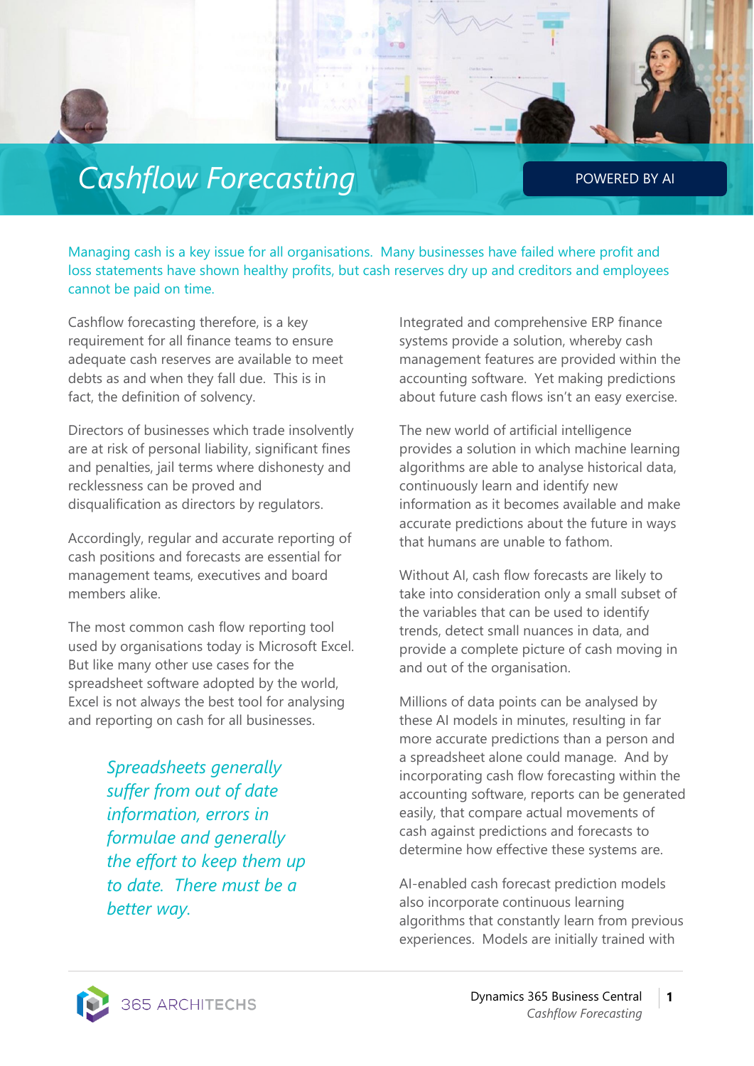# Cashflow Forecasting

POWERED BY AI

Managing cash is a key issue for all organisations. Many businesses have failed where profit and loss statements have shown healthy profits, but cash reserves dry up and creditors and employees cannot be paid on time.

Cashflow forecasting therefore, is a key requirement for all finance teams to ensure adequate cash reserves are available to meet debts as and when they fall due. This is in fact, the definition of solvency.

Directors of businesses which trade insolvently are at risk of personal liability, significant fines and penalties, jail terms where dishonesty and recklessness can be proved and disqualification as directors by regulators.

Accordingly, regular and accurate reporting of cash positions and forecasts are essential for management teams, executives and board members alike.

The most common cash flow reporting tool used by organisations today is Microsoft Excel. But like many other use cases for the spreadsheet software adopted by the world, Excel is not always the best tool for analysing and reporting on cash for all businesses.

*Spreadsheets generally suffer from out of date information, errors in formulae and generally the effort to keep them up to date. There must be a better way.*

Integrated and comprehensive ERP finance systems provide a solution, whereby cash management features are provided within the accounting software. Yet making predictions about future cash flows isn't an easy exercise.

The new world of artificial intelligence provides a solution in which machine learning algorithms are able to analyse historical data, continuously learn and identify new information as it becomes available and make accurate predictions about the future in ways that humans are unable to fathom.

Without AI, cash flow forecasts are likely to take into consideration only a small subset of the variables that can be used to identify trends, detect small nuances in data, and provide a complete picture of cash moving in and out of the organisation.

Millions of data points can be analysed by these AI models in minutes, resulting in far more accurate predictions than a person and a spreadsheet alone could manage. And by incorporating cash flow forecasting within the accounting software, reports can be generated easily, that compare actual movements of cash against predictions and forecasts to determine how effective these systems are.

AI-enabled cash forecast prediction models also incorporate continuous learning algorithms that constantly learn from previous experiences. Models are initially trained with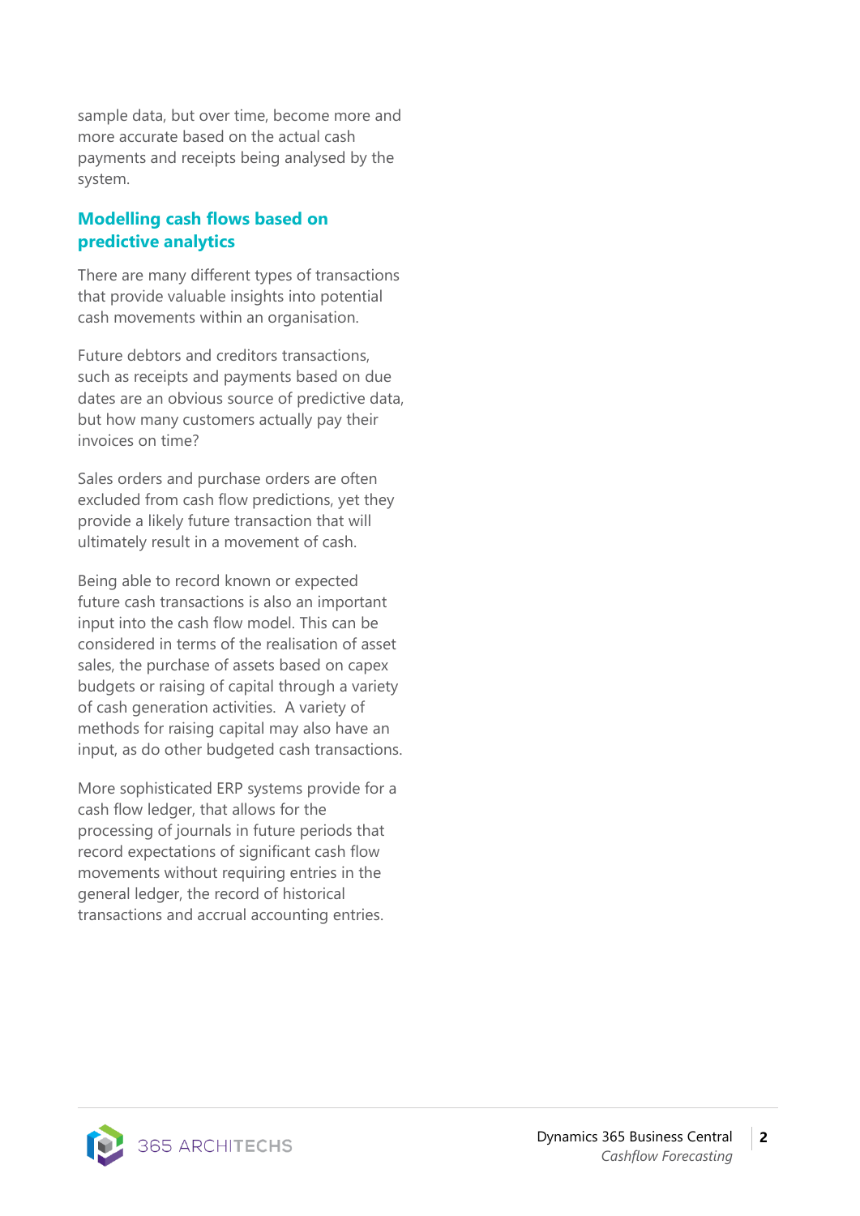sample data, but over time, become more and more accurate based on the actual cash payments and receipts being analysed by the system.

## Modelling cash flows based on predictive analytics

There are many different types of transactions that provide valuable insights into potential cash movements within an organisation.

Future debtors and creditors transactions, such as receipts and payments based on due dates are an obvious source of predictive data, but how many customers actually pay their invoices on time?

Sales orders and purchase orders are often excluded from cash flow predictions, yet they provide a likely future transaction that will ultimately result in a movement of cash.

Being able to record known or expected future cash transactions is also an important input into the cash flow model. This can be considered in terms of the realisation of asset sales, the purchase of assets based on capex budgets or raising of capital through a variety of cash generation activities. A variety of methods for raising capital may also have an input, as do other budgeted cash transactions.

More sophisticated ERP systems provide for a cash flow ledger, that allows for the processing of journals in future periods that record expectations of significant cash flow movements without requiring entries in the general ledger, the record of historical transactions and accrual accounting entries.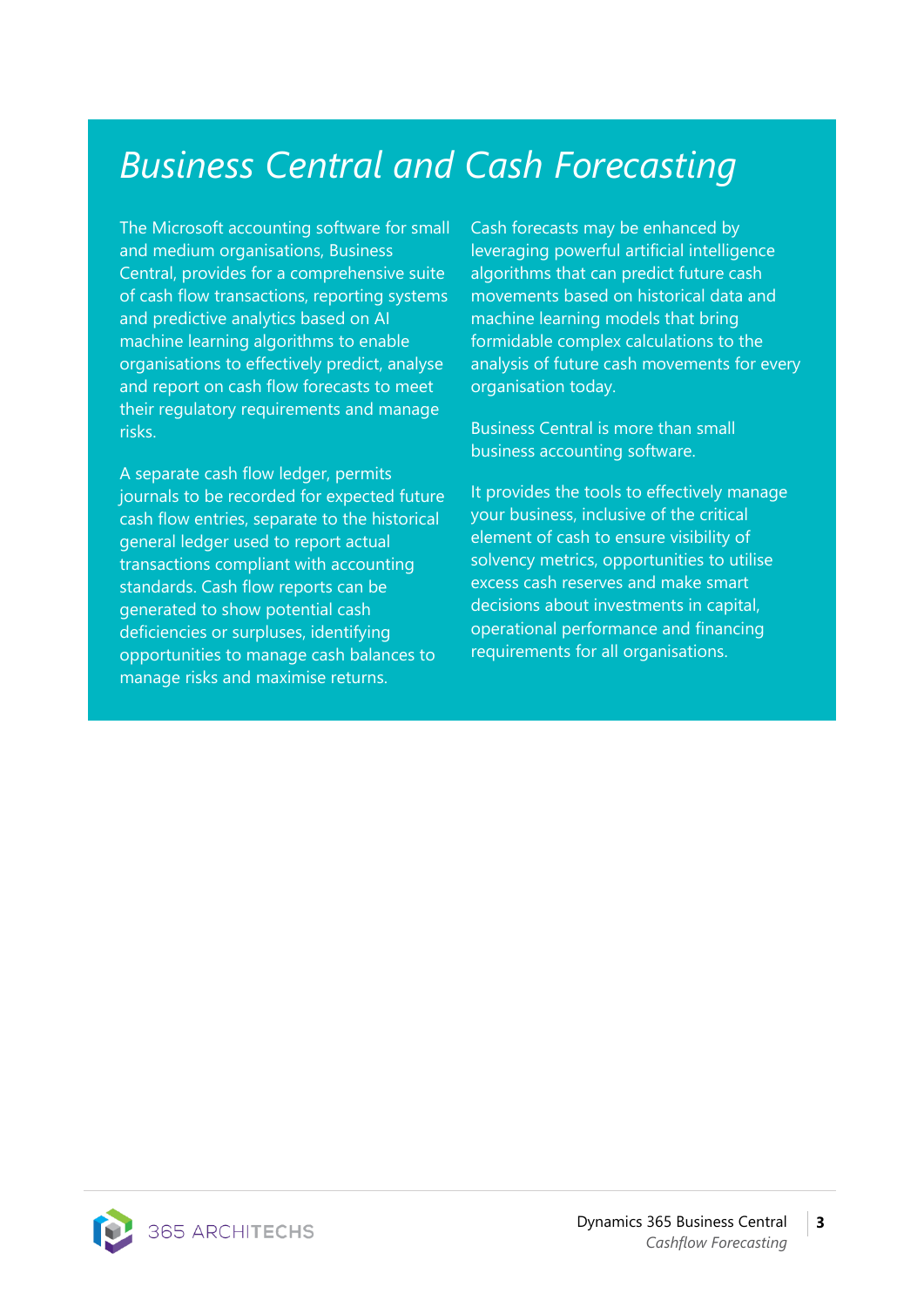# *Business Central and Cash Forecasting*

The Microsoft accounting software for small and medium organisations, Business Central, provides for a comprehensive suite of cash flow transactions, reporting systems and predictive analytics based on AI machine learning algorithms to enable organisations to effectively predict, analyse and report on cash flow forecasts to meet their regulatory requirements and manage risks.

A separate cash flow ledger, permits journals to be recorded for expected future cash flow entries, separate to the historical general ledger used to report actual transactions compliant with accounting standards. Cash flow reports can be generated to show potential cash deficiencies or surpluses, identifying opportunities to manage cash balances to manage risks and maximise returns.

Cash forecasts may be enhanced by leveraging powerful artificial intelligence algorithms that can predict future cash movements based on historical data and machine learning models that bring formidable complex calculations to the analysis of future cash movements for every organisation today.

Business Central is more than small business accounting software.

It provides the tools to effectively manage your business, inclusive of the critical element of cash to ensure visibility of solvency metrics, opportunities to utilise excess cash reserves and make smart decisions about investments in capital, operational performance and financing requirements for all organisations.